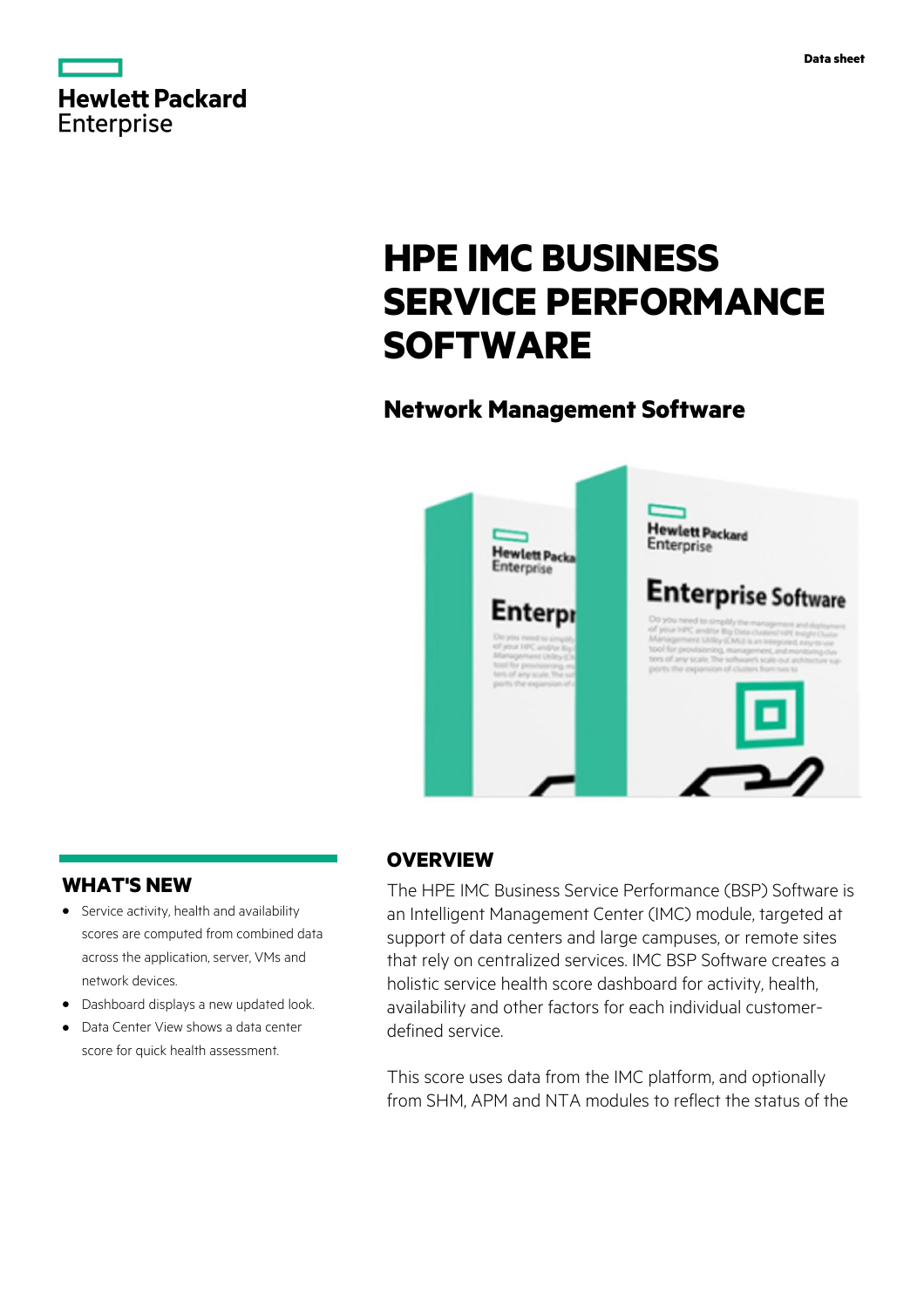# HPE IMC BUSINESS SERVICE PERFORMANCE SOFTWARE

## Network Management Software

## WHAT'S NEW

- Service activity, health and availability scores are computed from combined data across the application, server, VMs and network devices.
- Dashboard displays a new updated look.
- Data Center View shows a data center score for quick health assessment.

## OVERVIEW

The HPE IMC Business Service Performance (BSP) Software is an Intelligent Management Center (IMC) module, targeted at support of data centers and large campuses, or remote sites that rely on centralized services. IMC BSP Software creates a holistic service health score dashboard for activity, health, availability and other factors for each individual customer-defined service.

This score uses data from the IMC platform, and optionally from SHM, APM and NTA modules to reflect the status of the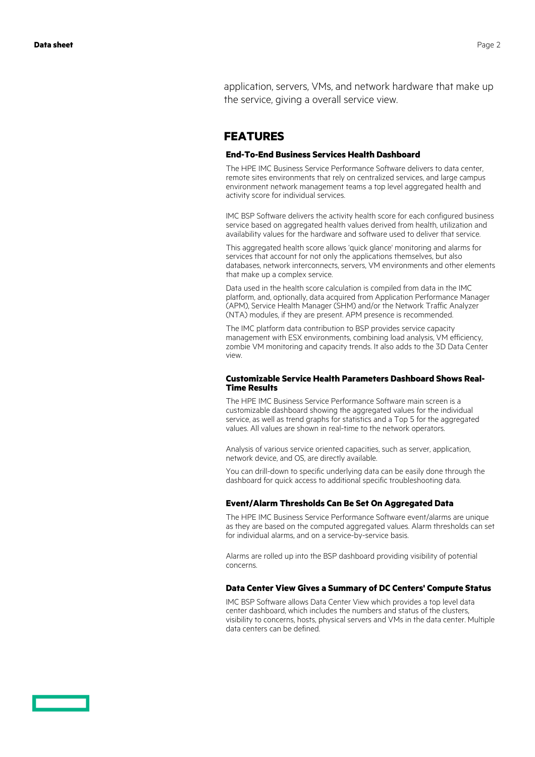application, servers, VMs, and network hardware that make up the service, giving a overall service view.

## FEATURES

### End-To-End Business Services Health Dashboard

The HPE IMC Business Service Performance Software delivers to data center, remote sites environments that rely on centralized services, and large campus environment network management teams a top level aggregated health and activity score for individual services.

IMC BSP Software delivers the activity health score for each configured business service based on aggregated health values derived from health, utilization and availability values for the hardware and software used to deliver that service.

This aggregated health score allows 'quick glance' monitoring and alarms for services that account for not only the applications themselves, but also databases, network interconnects, servers, VM environments and other elements that make up a complex service.

Data used in the health score calculation is compiled from data in the IMC platform, and, optionally, data acquired from Application Performance Manager (APM), Service Health Manager (SHM) and/or the Network Traffic Analyzer (NTA) modules, if they are present. APM presence is recommended.

The IMC platform data contribution to BSP provides service capacity management with ESX environments, combining load analysis, VM efficiency, zombie VM monitoring and capacity trends. It also adds to the 3D Data Center view.

### Customizable Service Health Parameters Dashboard Shows Real-Time Results

The HPE IMC Business Service Performance Software main screen is a customizable dashboard showing the aggregated values for the individual service, as well as trend graphs for statistics and a Top 5 for the aggregated values. All values are shown in real-time to the network operators.

Analysis of various service oriented capacities, such as server, application, network device, and OS, are directly available.

You can drill-down to specific underlying data can be easily done through the dashboard for quick access to additional specific troubleshooting data.

### Event/Alarm Thresholds Can Be Set On Aggregated Data

The HPE IMC Business Service Performance Software event/alarms are unique as they are based on the computed aggregated values. Alarm thresholds can set for individual alarms, and on a service-by-service basis.

Alarms are rolled up into the BSP dashboard providing visibility of potential concerns.

### Data Center View Gives a Summary of DC Centers' Compute Status

IMC BSP Software allows Data Center View which provides a top level data center dashboard, which includes the numbers and status of the clusters, visibility to concerns, hosts, physical servers and VMs in the data center. Multiple data centers can be defined.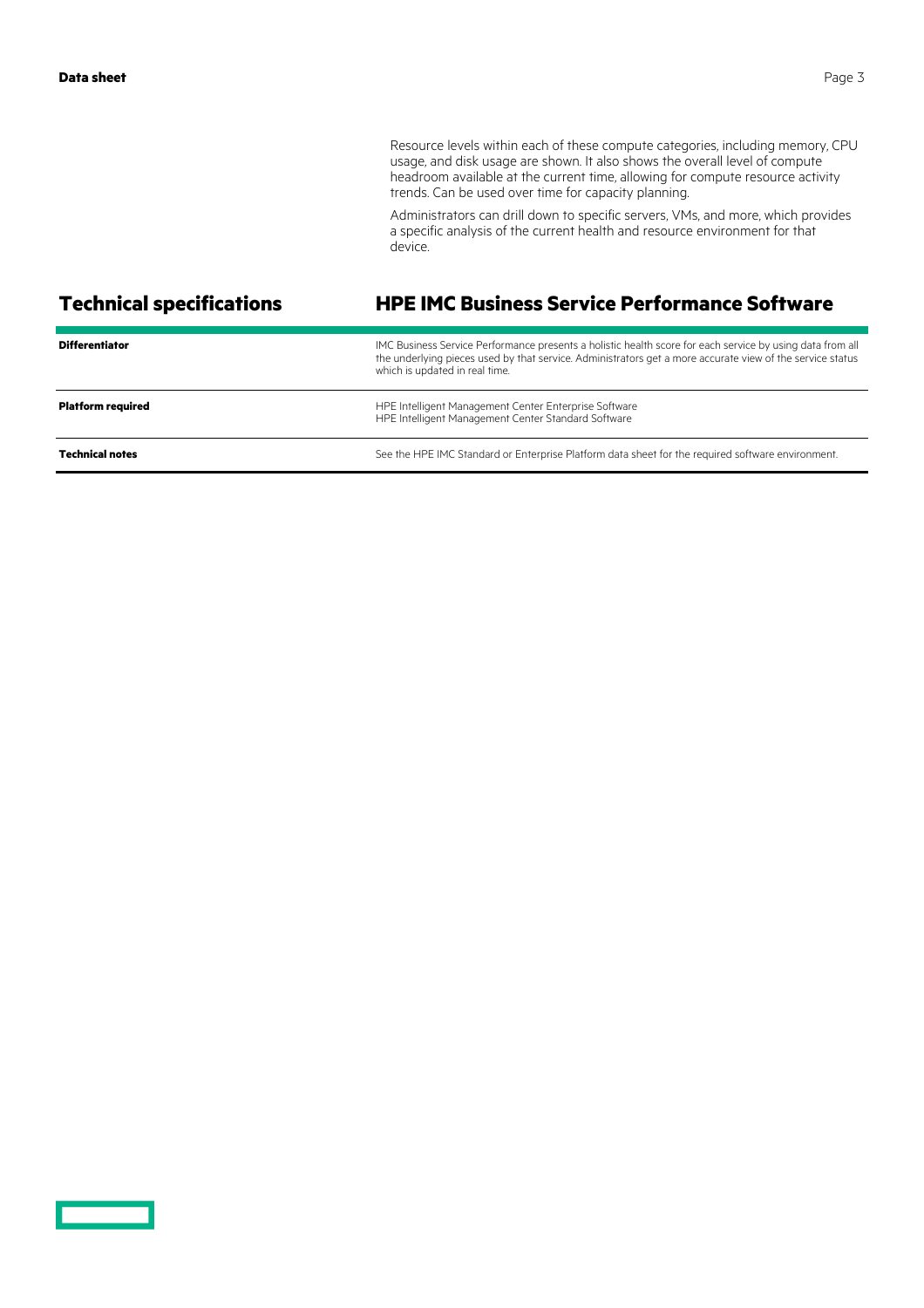Resource levels within each of these compute categories, including memory, CPU usage, and disk usage are shown. It also shows the overall level of compute headroom available at the current time, allowing for compute resource activity trends. Can be used over time for capacity planning.

Administrators can drill down to specific servers, VMs, and more, which provides a specific analysis of the current health and resource environment for that device.

## Technical specifications

## HPE IMC Business Service Performance Software

| | |
|---|---|
| **Differentiator** | IMC Business Service Performance presents a holistic health score for each service by using data from all the underlying pieces used by that service. Administrators get a more accurate view of the service status which is updated in real time. |
| **Platform required** | HPE Intelligent Management Center Enterprise Software<br>HPE Intelligent Management Center Standard Software |
| **Technical notes** | See the HPE IMC Standard or Enterprise Platform data sheet for the required software environment. |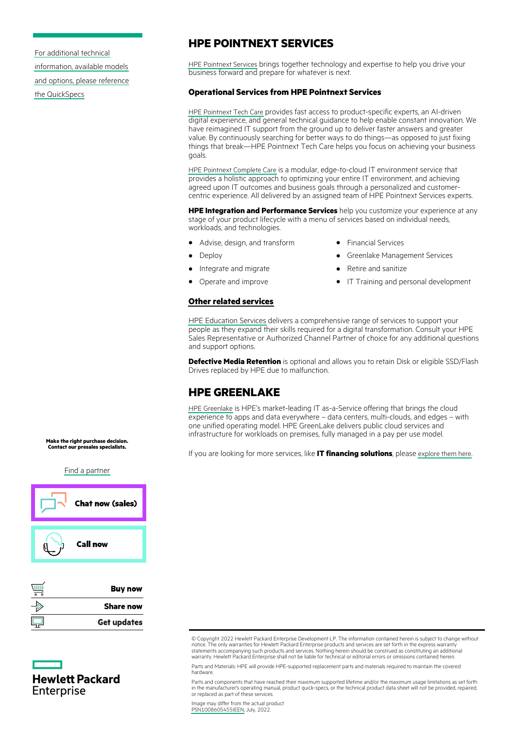For additional technical information, available models and options, please reference the QuickSpecs

# HPE POINTNEXT SERVICES

HPE Pointnext Services brings together technology and expertise to help you drive your business forward and prepare for whatever is next.

### Operational Services from HPE Pointnext Services

HPE Pointnext Tech Care provides fast access to product-specific experts, an AI-driven digital experience, and general technical guidance to help enable constant innovation. We have reimagined IT support from the ground up to deliver faster answers and greater value. By continuously searching for better ways to do things—as opposed to just fixing things that break—HPE Pointnext Tech Care helps you focus on achieving your business goals.

HPE Pointnext Complete Care is a modular, edge-to-cloud IT environment service that provides a holistic approach to optimizing your entire IT environment, and achieving agreed upon IT outcomes and business goals through a personalized and customer-centric experience. All delivered by an assigned team of HPE Pointnext Services experts.

**HPE Integration and Performance Services** help you customize your experience at any stage of your product lifecycle with a menu of services based on individual needs, workloads, and technologies.

- Advise, design, and transform
- Deploy
- Integrate and migrate
- Operate and improve
- Financial Services
- Greenlake Management Services
- Retire and sanitize
- IT Training and personal development

### Other related services

HPE Education Services delivers a comprehensive range of services to support your people as they expand their skills required for a digital transformation. Consult your HPE Sales Representative or Authorized Channel Partner of choice for any additional questions and support options.

**Defective Media Retention** is optional and allows you to retain Disk or eligible SSD/Flash Drives replaced by HPE due to malfunction.

# HPE GREENLAKE

HPE Greenlake is HPE's market-leading IT as-a-Service offering that brings the cloud experience to apps and data everywhere – data centers, multi-clouds, and edges – with one unified operating model. HPE GreenLake delivers public cloud services and infrastructure for workloads on premises, fully managed in a pay per use model.

If you are looking for more services, like **IT financing solutions**, please explore them here.

**Make the right purchase decision. Contact our presales specialists.**

Find a partner

Chat now (sales)

Call now

Buy now

Share now

Get updates

Hewlett Packard Enterprise

© Copyright 2022 Hewlett Packard Enterprise Development LP. The information contained herein is subject to change without notice. The only warranties for Hewlett Packard Enterprise products and services are set forth in the express warranty statements accompanying such products and services. Nothing herein should be construed as constituting an additional warranty. Hewlett Packard Enterprise shall not be liable for technical or editorial errors or omissions contained herein.

Parts and Materials: HPE will provide HPE-supported replacement parts and materials required to maintain the covered hardware.

Parts and components that have reached their maximum supported lifetime and/or the maximum usage limitations as set forth in the manufacturer's operating manual, product quick-specs, or the technical product data sheet will not be provided, repaired, or replaced as part of these services.

Image may differ from the actual product

PSN1008605455IEEN, July, 2022.